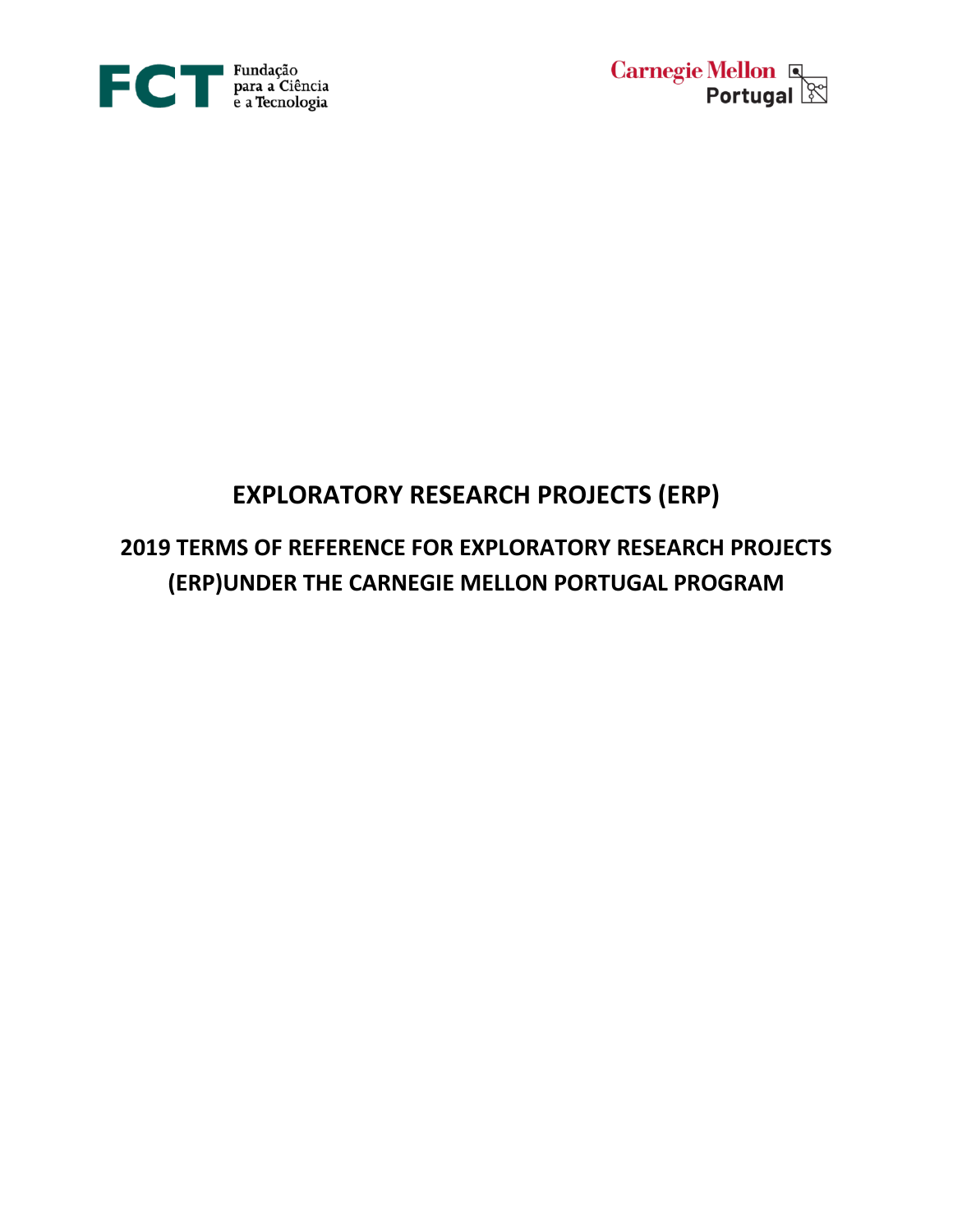# EXPLORATORY RESEARCH PROJECTS (ERP)

## 2019 TERMS OF REFERENCE FOR EXPLORATORY RESEARCH PROJECTS (ERP)UNDER THE CARNEGIE MELLON PORTUGAL PROGRAM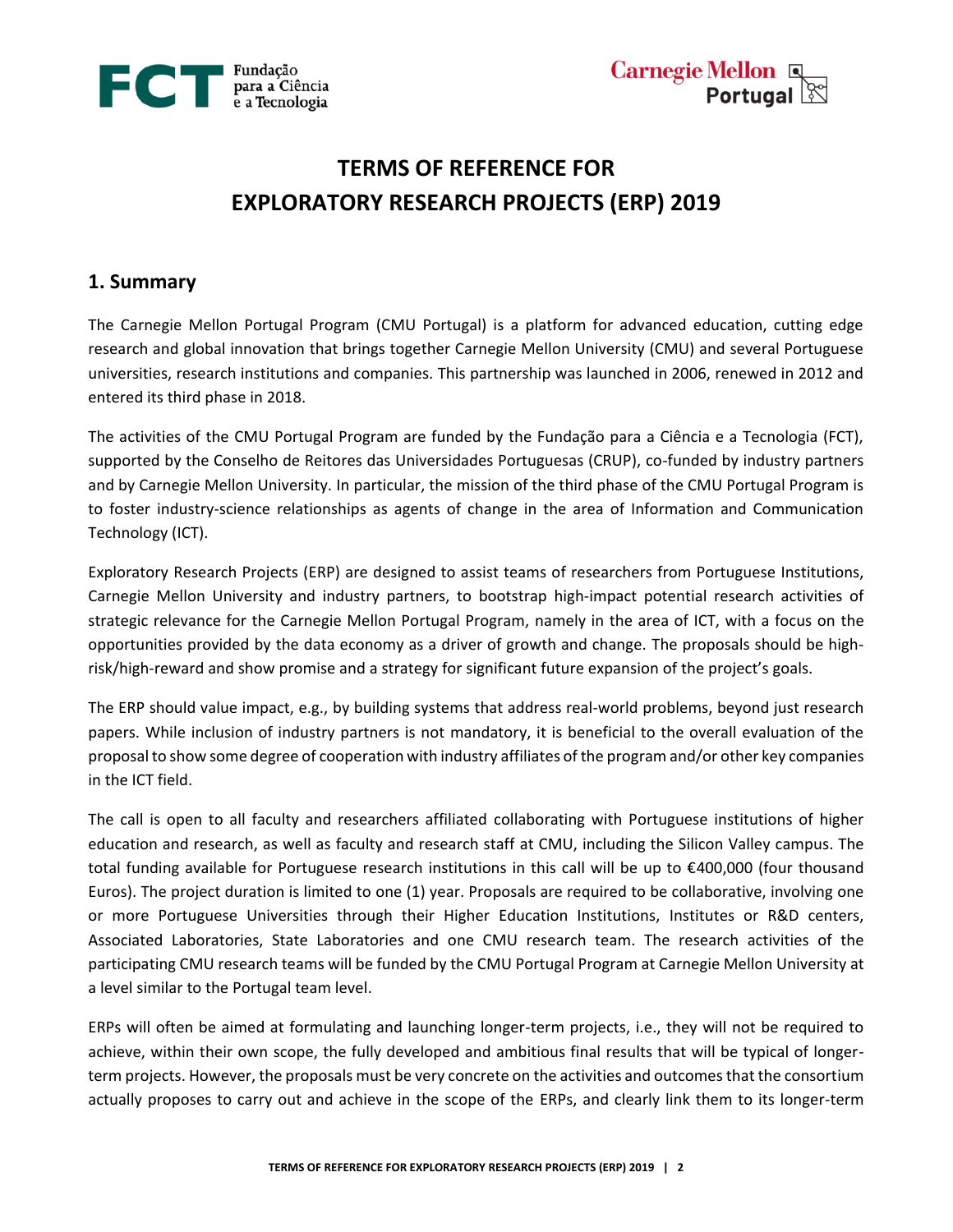# TERMS OF REFERENCE FOR EXPLORATORY RESEARCH PROJECTS (ERP) 2019

## 1. Summary

The Carnegie Mellon Portugal Program (CMU Portugal) is a platform for advanced education, cutting edge research and global innovation that brings together Carnegie Mellon University (CMU) and several Portuguese universities, research institutions and companies. This partnership was launched in 2006, renewed in 2012 and entered its third phase in 2018.

The activities of the CMU Portugal Program are funded by the Fundação para a Ciência e a Tecnologia (FCT), supported by the Conselho de Reitores das Universidades Portuguesas (CRUP), co-funded by industry partners and by Carnegie Mellon University. In particular, the mission of the third phase of the CMU Portugal Program is to foster industry-science relationships as agents of change in the area of Information and Communication Technology (ICT).

Exploratory Research Projects (ERP) are designed to assist teams of researchers from Portuguese Institutions, Carnegie Mellon University and industry partners, to bootstrap high-impact potential research activities of strategic relevance for the Carnegie Mellon Portugal Program, namely in the area of ICT, with a focus on the opportunities provided by the data economy as a driver of growth and change. The proposals should be high-risk/high-reward and show promise and a strategy for significant future expansion of the project's goals.

The ERP should value impact, e.g., by building systems that address real-world problems, beyond just research papers. While inclusion of industry partners is not mandatory, it is beneficial to the overall evaluation of the proposal to show some degree of cooperation with industry affiliates of the program and/or other key companies in the ICT field.

The call is open to all faculty and researchers affiliated collaborating with Portuguese institutions of higher education and research, as well as faculty and research staff at CMU, including the Silicon Valley campus. The total funding available for Portuguese research institutions in this call will be up to €400,000 (four thousand Euros). The project duration is limited to one (1) year. Proposals are required to be collaborative, involving one or more Portuguese Universities through their Higher Education Institutions, Institutes or R&D centers, Associated Laboratories, State Laboratories and one CMU research team. The research activities of the participating CMU research teams will be funded by the CMU Portugal Program at Carnegie Mellon University at a level similar to the Portugal team level.

ERPs will often be aimed at formulating and launching longer-term projects, i.e., they will not be required to achieve, within their own scope, the fully developed and ambitious final results that will be typical of longer-term projects. However, the proposals must be very concrete on the activities and outcomes that the consortium actually proposes to carry out and achieve in the scope of the ERPs, and clearly link them to its longer-term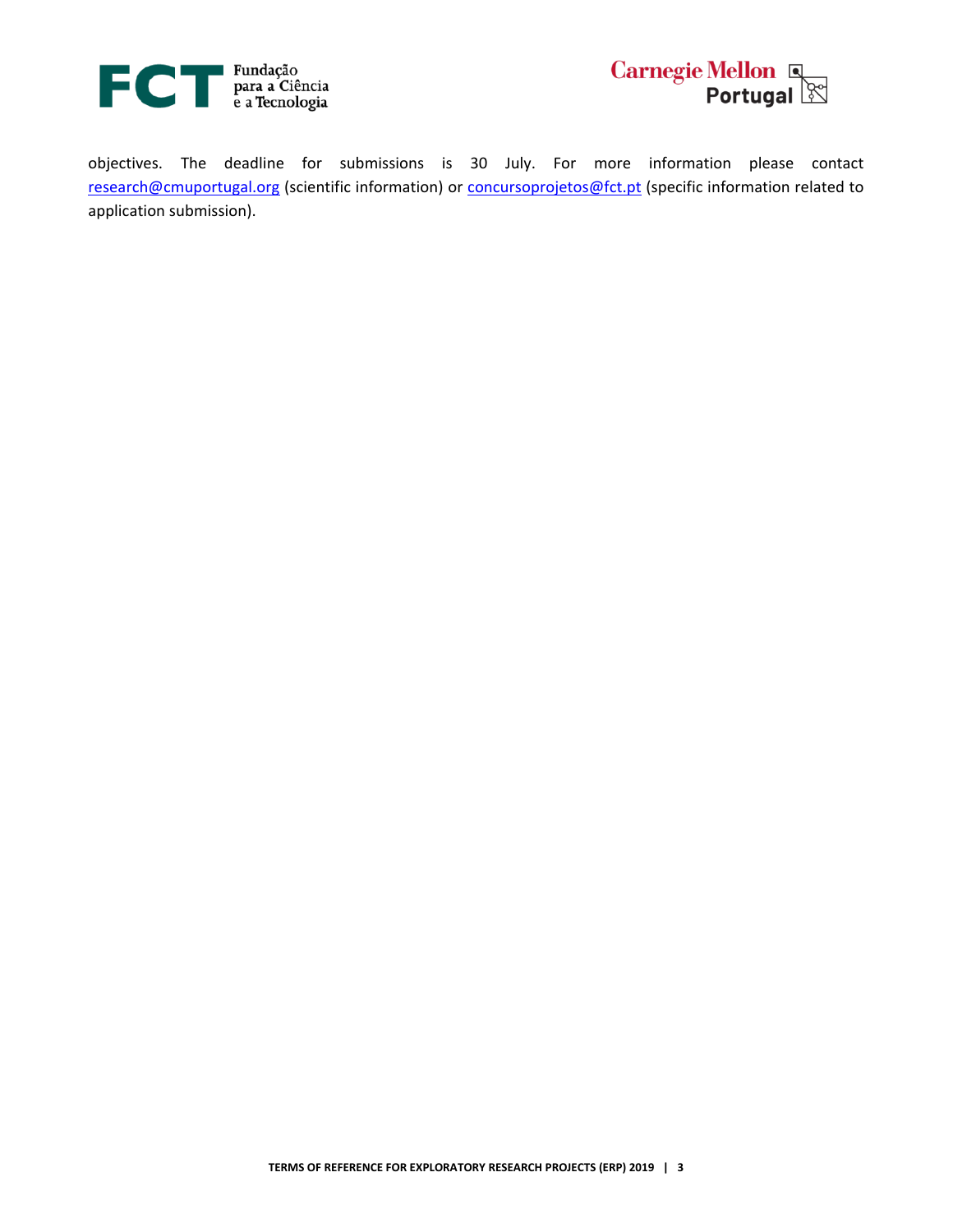objectives. The deadline for submissions is 30 July. For more information please contact research@cmuportugal.org (scientific information) or concursoprojetos@fct.pt (specific information related to application submission).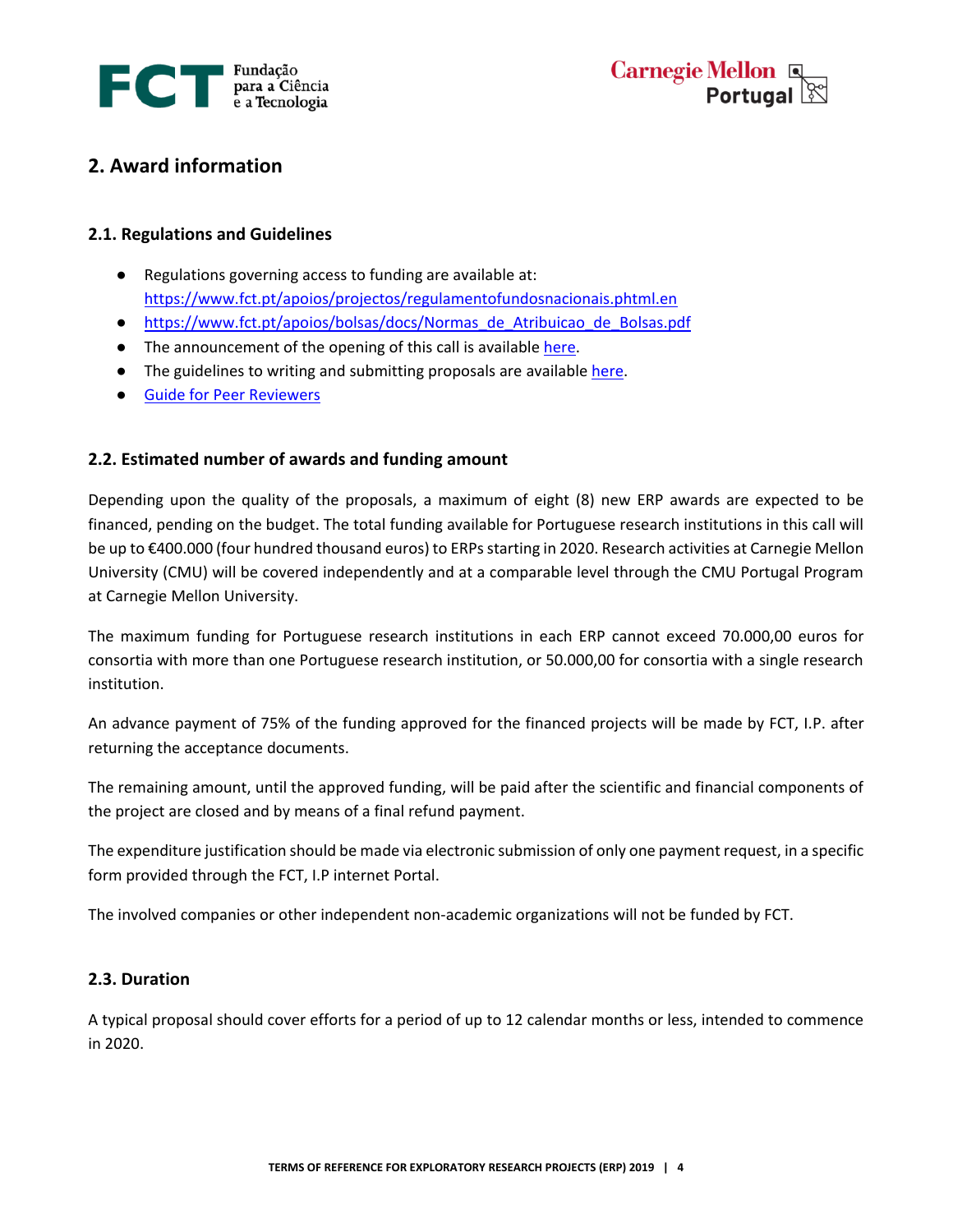## 2. Award information

### 2.1. Regulations and Guidelines

- Regulations governing access to funding are available at: https://www.fct.pt/apoios/projectos/regulamentofundosnacionais.phtml.en
- https://www.fct.pt/apoios/bolsas/docs/Normas_de_Atribuicao_de_Bolsas.pdf
- The announcement of the opening of this call is available here.
- The guidelines to writing and submitting proposals are available here.
- Guide for Peer Reviewers

### 2.2. Estimated number of awards and funding amount

Depending upon the quality of the proposals, a maximum of eight (8) new ERP awards are expected to be financed, pending on the budget. The total funding available for Portuguese research institutions in this call will be up to €400.000 (four hundred thousand euros) to ERPs starting in 2020. Research activities at Carnegie Mellon University (CMU) will be covered independently and at a comparable level through the CMU Portugal Program at Carnegie Mellon University.

The maximum funding for Portuguese research institutions in each ERP cannot exceed 70.000,00 euros for consortia with more than one Portuguese research institution, or 50.000,00 for consortia with a single research institution.

An advance payment of 75% of the funding approved for the financed projects will be made by FCT, I.P. after returning the acceptance documents.

The remaining amount, until the approved funding, will be paid after the scientific and financial components of the project are closed and by means of a final refund payment.

The expenditure justification should be made via electronic submission of only one payment request, in a specific form provided through the FCT, I.P internet Portal.

The involved companies or other independent non-academic organizations will not be funded by FCT.

### 2.3. Duration

A typical proposal should cover efforts for a period of up to 12 calendar months or less, intended to commence in 2020.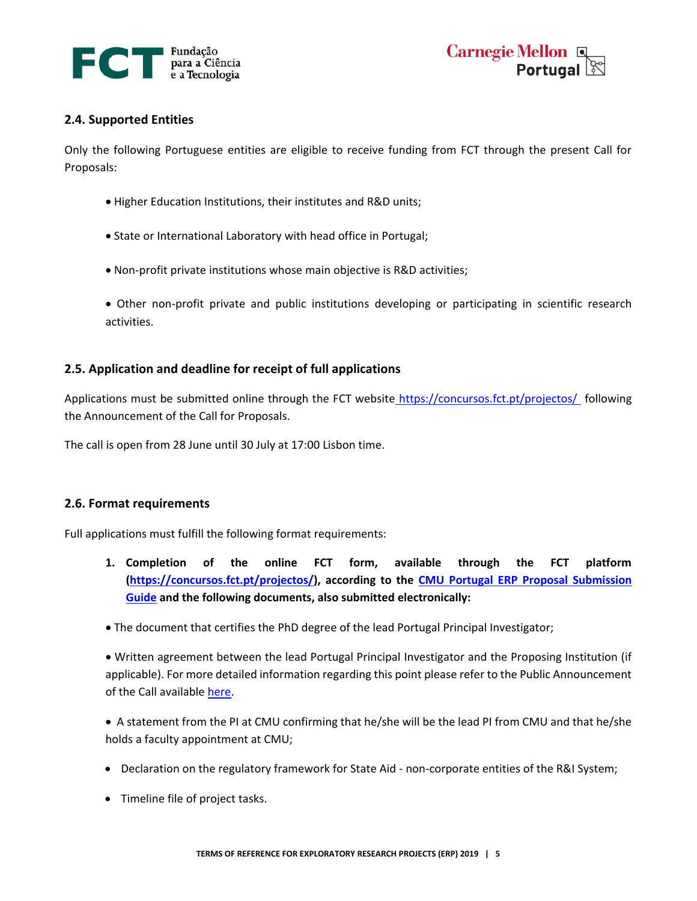### 2.4. Supported Entities

Only the following Portuguese entities are eligible to receive funding from FCT through the present Call for Proposals:

- Higher Education Institutions, their institutes and R&D units;
- State or International Laboratory with head office in Portugal;
- Non-profit private institutions whose main objective is R&D activities;
- Other non-profit private and public institutions developing or participating in scientific research activities.

### 2.5. Application and deadline for receipt of full applications

Applications must be submitted online through the FCT website [https://concursos.fct.pt/projectos/](https://concursos.fct.pt/projectos/) following the Announcement of the Call for Proposals.

The call is open from 28 June until 30 July at 17:00 Lisbon time.

### 2.6. Format requirements

Full applications must fulfill the following format requirements:

1. **Completion of the online FCT form, available through the FCT platform ([https://concursos.fct.pt/projectos/](https://concursos.fct.pt/projectos/)), according to the CMU Portugal ERP Proposal Submission Guide and the following documents, also submitted electronically:**

- The document that certifies the PhD degree of the lead Portugal Principal Investigator;
- Written agreement between the lead Portugal Principal Investigator and the Proposing Institution (if applicable). For more detailed information regarding this point please refer to the Public Announcement of the Call available here.
- A statement from the PI at CMU confirming that he/she will be the lead PI from CMU and that he/she holds a faculty appointment at CMU;
- Declaration on the regulatory framework for State Aid - non-corporate entities of the R&I System;
- Timeline file of project tasks.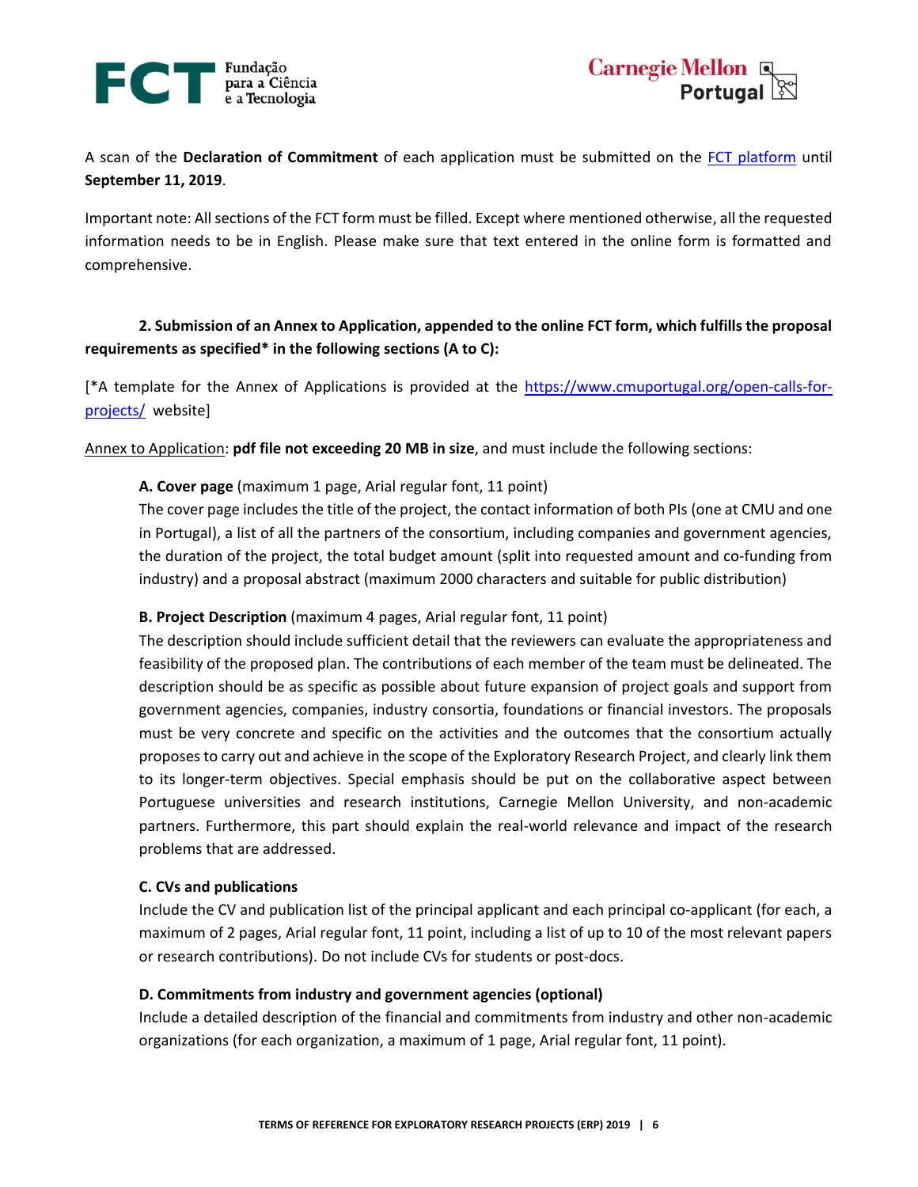A scan of the **Declaration of Commitment** of each application must be submitted on the [FCT platform](FCT platform) until **September 11, 2019**.

Important note: All sections of the FCT form must be filled. Except where mentioned otherwise, all the requested information needs to be in English. Please make sure that text entered in the online form is formatted and comprehensive.

**2. Submission of an Annex to Application, appended to the online FCT form, which fulfills the proposal requirements as specified* in the following sections (A to C):**

[*A template for the Annex of Applications is provided at the https://www.cmuportugal.org/open-calls-for-projects/ website]

Annex to Application: **pdf file not exceeding 20 MB in size**, and must include the following sections:

**A. Cover page** (maximum 1 page, Arial regular font, 11 point)
The cover page includes the title of the project, the contact information of both PIs (one at CMU and one in Portugal), a list of all the partners of the consortium, including companies and government agencies, the duration of the project, the total budget amount (split into requested amount and co-funding from industry) and a proposal abstract (maximum 2000 characters and suitable for public distribution)

**B. Project Description** (maximum 4 pages, Arial regular font, 11 point)
The description should include sufficient detail that the reviewers can evaluate the appropriateness and feasibility of the proposed plan. The contributions of each member of the team must be delineated. The description should be as specific as possible about future expansion of project goals and support from government agencies, companies, industry consortia, foundations or financial investors. The proposals must be very concrete and specific on the activities and the outcomes that the consortium actually proposes to carry out and achieve in the scope of the Exploratory Research Project, and clearly link them to its longer-term objectives. Special emphasis should be put on the collaborative aspect between Portuguese universities and research institutions, Carnegie Mellon University, and non-academic partners. Furthermore, this part should explain the real-world relevance and impact of the research problems that are addressed.

**C. CVs and publications**
Include the CV and publication list of the principal applicant and each principal co-applicant (for each, a maximum of 2 pages, Arial regular font, 11 point, including a list of up to 10 of the most relevant papers or research contributions). Do not include CVs for students or post-docs.

**D. Commitments from industry and government agencies (optional)**
Include a detailed description of the financial and commitments from industry and other non-academic organizations (for each organization, a maximum of 1 page, Arial regular font, 11 point).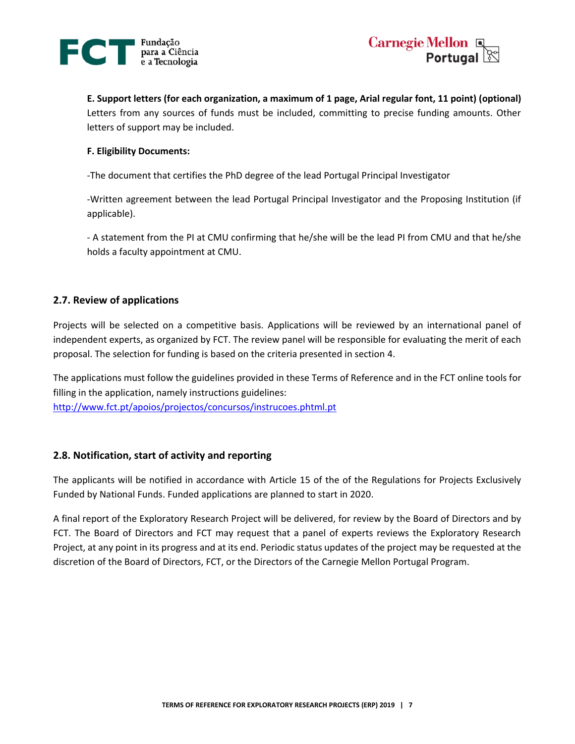**E. Support letters (for each organization, a maximum of 1 page, Arial regular font, 11 point) (optional)**
Letters from any sources of funds must be included, committing to precise funding amounts. Other letters of support may be included.

**F. Eligibility Documents:**

-The document that certifies the PhD degree of the lead Portugal Principal Investigator

-Written agreement between the lead Portugal Principal Investigator and the Proposing Institution (if applicable).

- A statement from the PI at CMU confirming that he/she will be the lead PI from CMU and that he/she holds a faculty appointment at CMU.

## 2.7. Review of applications

Projects will be selected on a competitive basis. Applications will be reviewed by an international panel of independent experts, as organized by FCT. The review panel will be responsible for evaluating the merit of each proposal. The selection for funding is based on the criteria presented in section 4.

The applications must follow the guidelines provided in these Terms of Reference and in the FCT online tools for filling in the application, namely instructions guidelines:
http://www.fct.pt/apoios/projectos/concursos/instrucoes.phtml.pt

## 2.8. Notification, start of activity and reporting

The applicants will be notified in accordance with Article 15 of the of the Regulations for Projects Exclusively Funded by National Funds. Funded applications are planned to start in 2020.

A final report of the Exploratory Research Project will be delivered, for review by the Board of Directors and by FCT. The Board of Directors and FCT may request that a panel of experts reviews the Exploratory Research Project, at any point in its progress and at its end. Periodic status updates of the project may be requested at the discretion of the Board of Directors, FCT, or the Directors of the Carnegie Mellon Portugal Program.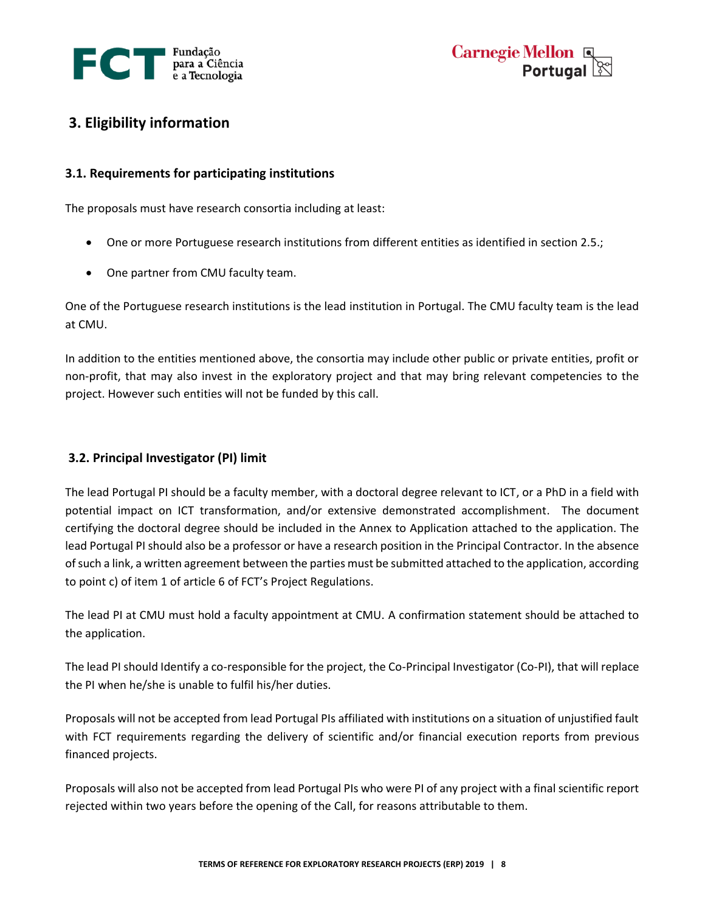## 3. Eligibility information

### 3.1. Requirements for participating institutions

The proposals must have research consortia including at least:

- One or more Portuguese research institutions from different entities as identified in section 2.5.;
- One partner from CMU faculty team.

One of the Portuguese research institutions is the lead institution in Portugal. The CMU faculty team is the lead at CMU.

In addition to the entities mentioned above, the consortia may include other public or private entities, profit or non-profit, that may also invest in the exploratory project and that may bring relevant competencies to the project. However such entities will not be funded by this call.

### 3.2. Principal Investigator (PI) limit

The lead Portugal PI should be a faculty member, with a doctoral degree relevant to ICT, or a PhD in a field with potential impact on ICT transformation, and/or extensive demonstrated accomplishment. The document certifying the doctoral degree should be included in the Annex to Application attached to the application. The lead Portugal PI should also be a professor or have a research position in the Principal Contractor. In the absence of such a link, a written agreement between the parties must be submitted attached to the application, according to point c) of item 1 of article 6 of FCT's Project Regulations.

The lead PI at CMU must hold a faculty appointment at CMU. A confirmation statement should be attached to the application.

The lead PI should Identify a co-responsible for the project, the Co-Principal Investigator (Co-PI), that will replace the PI when he/she is unable to fulfil his/her duties.

Proposals will not be accepted from lead Portugal PIs affiliated with institutions on a situation of unjustified fault with FCT requirements regarding the delivery of scientific and/or financial execution reports from previous financed projects.

Proposals will also not be accepted from lead Portugal PIs who were PI of any project with a final scientific report rejected within two years before the opening of the Call, for reasons attributable to them.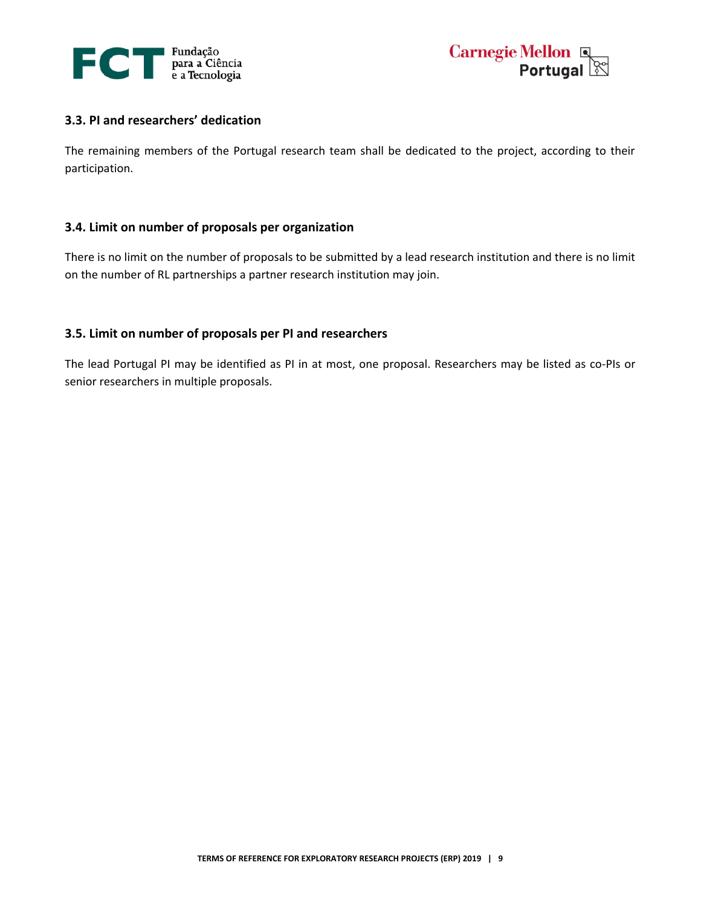### 3.3. PI and researchers' dedication

The remaining members of the Portugal research team shall be dedicated to the project, according to their participation.

### 3.4. Limit on number of proposals per organization

There is no limit on the number of proposals to be submitted by a lead research institution and there is no limit on the number of RL partnerships a partner research institution may join.

### 3.5. Limit on number of proposals per PI and researchers

The lead Portugal PI may be identified as PI in at most, one proposal. Researchers may be listed as co-PIs or senior researchers in multiple proposals.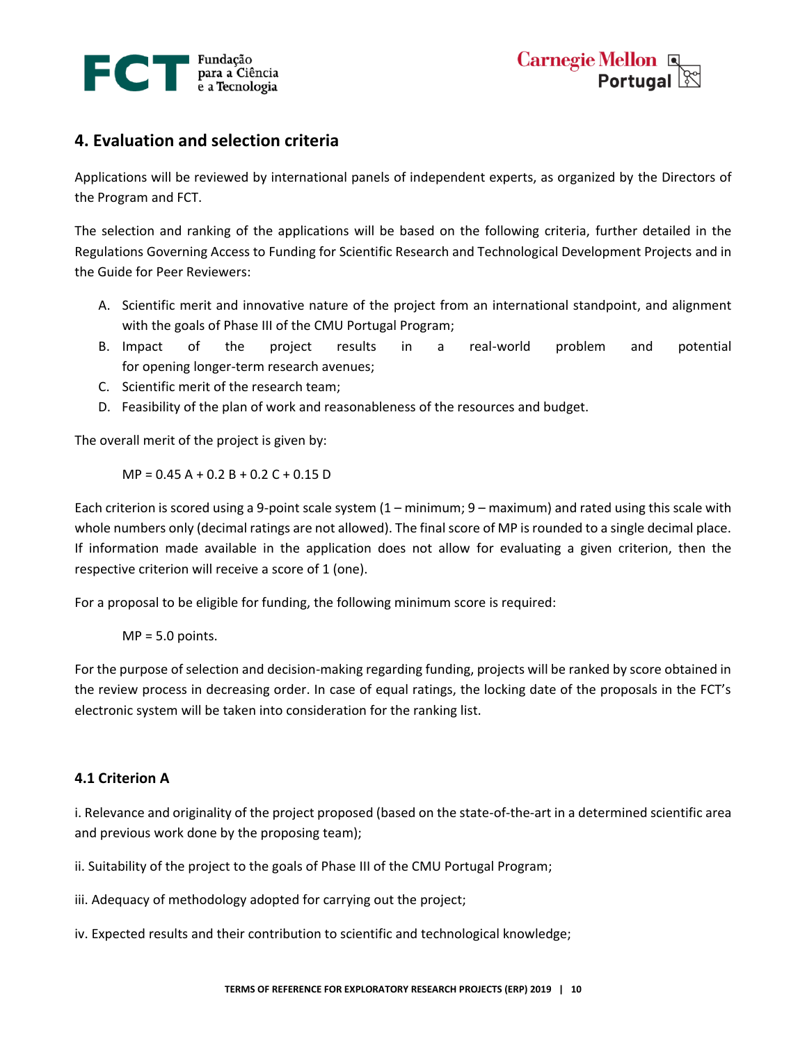## 4. Evaluation and selection criteria

Applications will be reviewed by international panels of independent experts, as organized by the Directors of the Program and FCT.

The selection and ranking of the applications will be based on the following criteria, further detailed in the Regulations Governing Access to Funding for Scientific Research and Technological Development Projects and in the Guide for Peer Reviewers:

A. Scientific merit and innovative nature of the project from an international standpoint, and alignment with the goals of Phase III of the CMU Portugal Program;
B. Impact of the project results in a real-world problem and potential for opening longer-term research avenues;
C. Scientific merit of the research team;
D. Feasibility of the plan of work and reasonableness of the resources and budget.

The overall merit of the project is given by:

$$MP = 0.45\,A + 0.2\,B + 0.2\,C + 0.15\,D$$

Each criterion is scored using a 9-point scale system (1 – minimum; 9 – maximum) and rated using this scale with whole numbers only (decimal ratings are not allowed). The final score of MP is rounded to a single decimal place. If information made available in the application does not allow for evaluating a given criterion, then the respective criterion will receive a score of 1 (one).

For a proposal to be eligible for funding, the following minimum score is required:

MP = 5.0 points.

For the purpose of selection and decision-making regarding funding, projects will be ranked by score obtained in the review process in decreasing order. In case of equal ratings, the locking date of the proposals in the FCT's electronic system will be taken into consideration for the ranking list.

### 4.1 Criterion A

i. Relevance and originality of the project proposed (based on the state-of-the-art in a determined scientific area and previous work done by the proposing team);

ii. Suitability of the project to the goals of Phase III of the CMU Portugal Program;

iii. Adequacy of methodology adopted for carrying out the project;

iv. Expected results and their contribution to scientific and technological knowledge;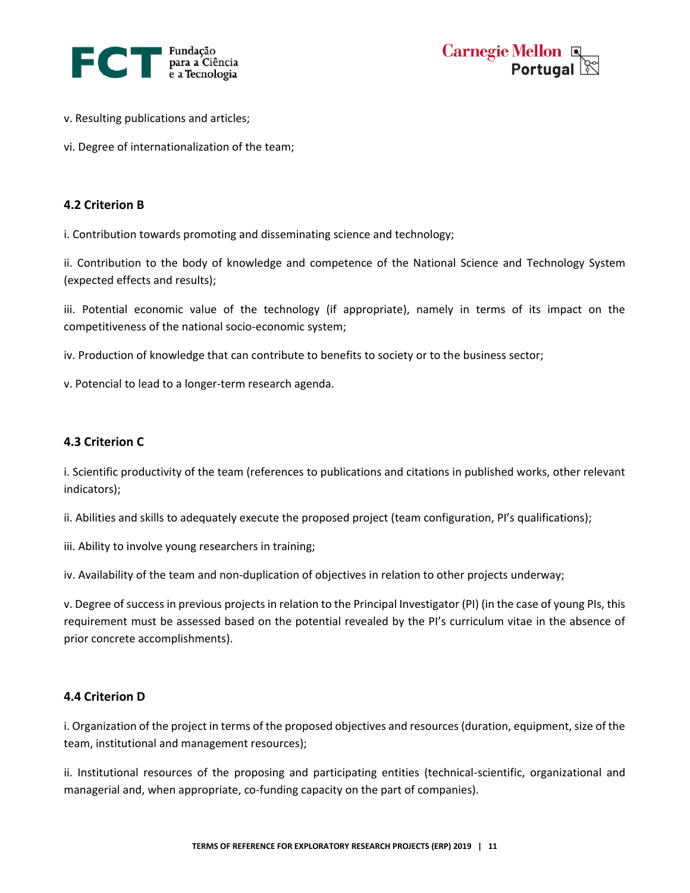v. Resulting publications and articles;

vi. Degree of internationalization of the team;

### 4.2 Criterion B

i. Contribution towards promoting and disseminating science and technology;

ii. Contribution to the body of knowledge and competence of the National Science and Technology System (expected effects and results);

iii. Potential economic value of the technology (if appropriate), namely in terms of its impact on the competitiveness of the national socio-economic system;

iv. Production of knowledge that can contribute to benefits to society or to the business sector;

v. Potencial to lead to a longer-term research agenda.

### 4.3 Criterion C

i. Scientific productivity of the team (references to publications and citations in published works, other relevant indicators);

ii. Abilities and skills to adequately execute the proposed project (team configuration, PI's qualifications);

iii. Ability to involve young researchers in training;

iv. Availability of the team and non-duplication of objectives in relation to other projects underway;

v. Degree of success in previous projects in relation to the Principal Investigator (PI) (in the case of young PIs, this requirement must be assessed based on the potential revealed by the PI's curriculum vitae in the absence of prior concrete accomplishments).

### 4.4 Criterion D

i. Organization of the project in terms of the proposed objectives and resources (duration, equipment, size of the team, institutional and management resources);

ii. Institutional resources of the proposing and participating entities (technical-scientific, organizational and managerial and, when appropriate, co-funding capacity on the part of companies).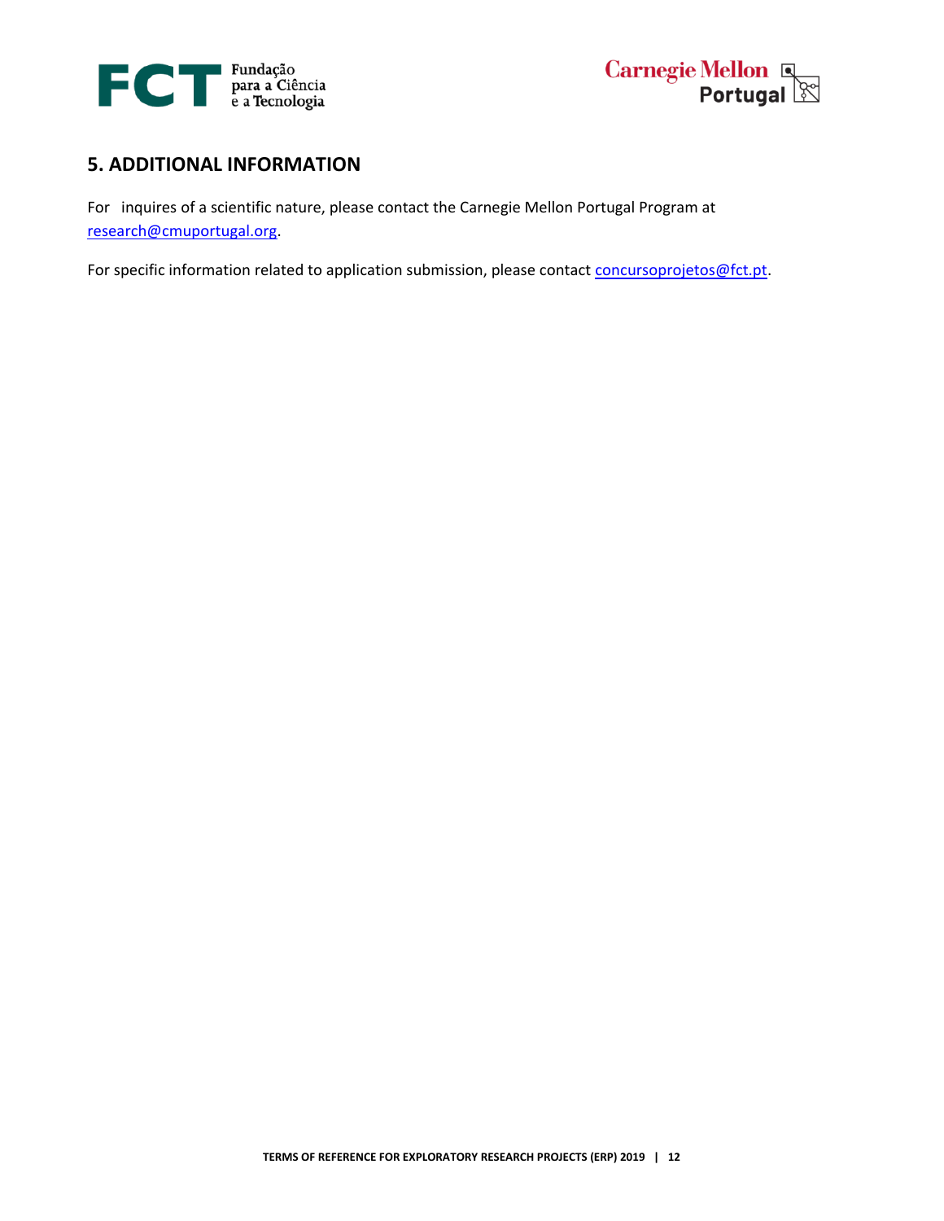## 5. ADDITIONAL INFORMATION

For inquires of a scientific nature, please contact the Carnegie Mellon Portugal Program at research@cmuportugal.org.

For specific information related to application submission, please contact concursoprojetos@fct.pt.